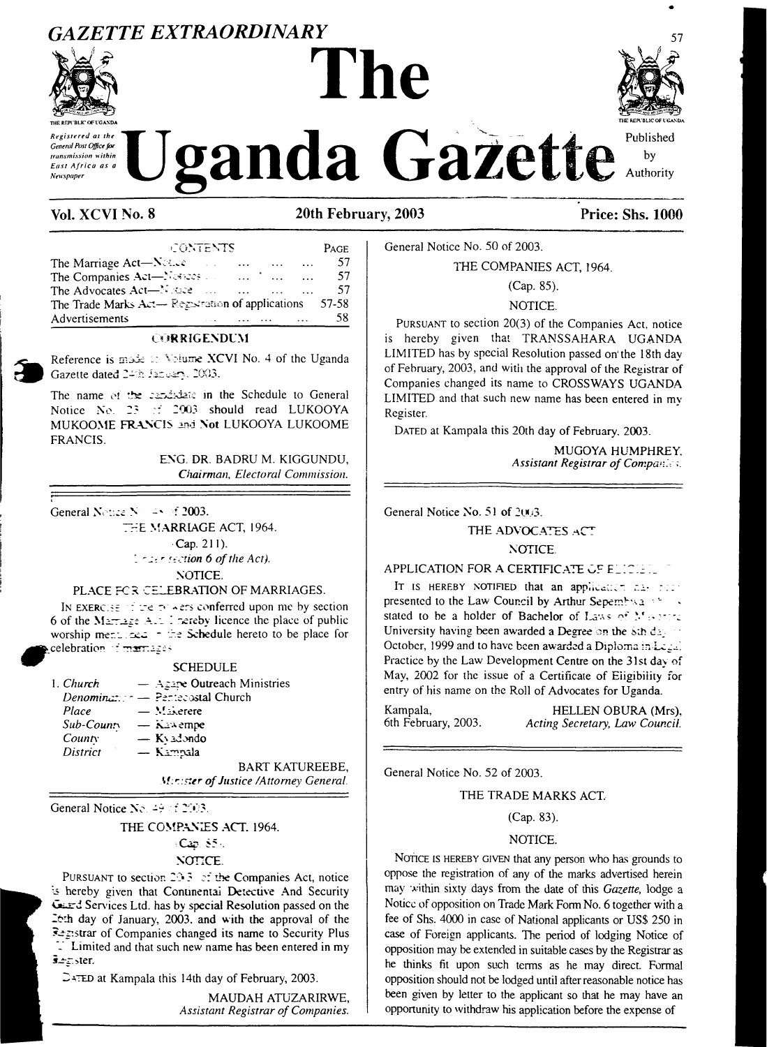# GAZETTE EXTRAORDINARY

# The Uganda Gazette

*Registered at the General Post Office for transmission within East Africa as a Newspaper*

Published by Authority

**Vol. XCVI No. 8** **20th February, 2003** **Price: Shs. 1000**

| CONTENTS | PAGE |
|---|---|
| The Marriage Act—Notice ... ... ... ... ... | 57 |
| The Companies Act—Notices ... ... ... ... | 57 |
| The Advocates Act—Notice ... ... ... ... ... | 57 |
| The Trade Marks Act— Registration of applications | 57-58 |
| Advertisements ... ... ... ... | 58 |

## CORRIGENDUM

Reference is made to Volume XCVI No. 4 of the Uganda Gazette dated 24th January, 2003.

The name of the candidate in the Schedule to General Notice No. 23 of 2003 should read LUKOOYA MUKOOME FRANCIS and Not LUKOOYA LUKOOME FRANCIS.

ENG. DR. BADRU M. KIGGUNDU,
*Chairman, Electoral Commission.*

---

General Notice No. 48 of 2003.

THE MARRIAGE ACT, 1964.

(Cap. 211).

(Under section 6 of the Act).

NOTICE.

PLACE FOR CELEBRATION OF MARRIAGES.

IN EXERCISE of the powers conferred upon me by section 6 of the Marriage Act, I hereby licence the place of public worship mentioned in the Schedule hereto to be place for celebration of marriages.

SCHEDULE

1. *Church* — Agape Outreach Ministries
   *Denomination* — Pentecostal Church
   *Place* — Makerere
   *Sub-County* — Kawempe
   *County* — Kyadondo
   *District* — Kampala

BART KATUREEBE,
*Minister of Justice /Attorney General.*

---

General Notice No. 49 of 2003.

THE COMPANIES ACT, 1964.

(Cap. 85).

NOTICE.

PURSUANT to section 20(3) of the Companies Act, notice is hereby given that Continental Detective And Security Guard Services Ltd. has by special Resolution passed on the 26th day of January, 2003, and with the approval of the Registrar of Companies changed its name to Security Plus Limited and that such new name has been entered in my Register.

DATED at Kampala this 14th day of February, 2003.

MAUDAH ATUZARIRWE,
*Assistant Registrar of Companies.*

---

General Notice No. 50 of 2003.

THE COMPANIES ACT, 1964.

(Cap. 85).

NOTICE.

PURSUANT to section 20(3) of the Companies Act, notice is hereby given that TRANSSAHARA UGANDA LIMITED has by special Resolution passed on the 18th day of February, 2003, and with the approval of the Registrar of Companies changed its name to CROSSWAYS UGANDA LIMITED and that such new name has been entered in my Register.

DATED at Kampala this 20th day of February, 2003.

MUGOYA HUMPHREY,
*Assistant Registrar of Companies.*

---

General Notice No. 51 of 2003.

THE ADVOCATES ACT

NOTICE.

APPLICATION FOR A CERTIFICATE OF ELIGIBILITY.

IT IS HEREBY NOTIFIED that an application has been presented to the Law Council by Arthur Sepembwa who is stated to be a holder of Bachelor of Laws of Makerere University having been awarded a Degree on the 8th day of October, 1999 and to have been awarded a Diploma in Legal Practice by the Law Development Centre on the 31st day of May, 2002 for the issue of a Certificate of Eligibility for entry of his name on the Roll of Advocates for Uganda.

Kampala,
6th February, 2003.

HELLEN OBURA (Mrs),
*Acting Secretary, Law Council.*

---

General Notice No. 52 of 2003.

THE TRADE MARKS ACT.

(Cap. 83).

NOTICE.

NOTICE IS HEREBY GIVEN that any person who has grounds to oppose the registration of any of the marks advertised herein may within sixty days from the date of this *Gazette*, lodge a Notice of opposition on Trade Mark Form No. 6 together with a fee of Shs. 4000 in case of National applicants or US$ 250 in case of Foreign applicants. The period of lodging Notice of opposition may be extended in suitable cases by the Registrar as he thinks fit upon such terms as he may direct. Formal opposition should not be lodged until after reasonable notice has been given by letter to the applicant so that he may have an opportunity to withdraw his application before the expense of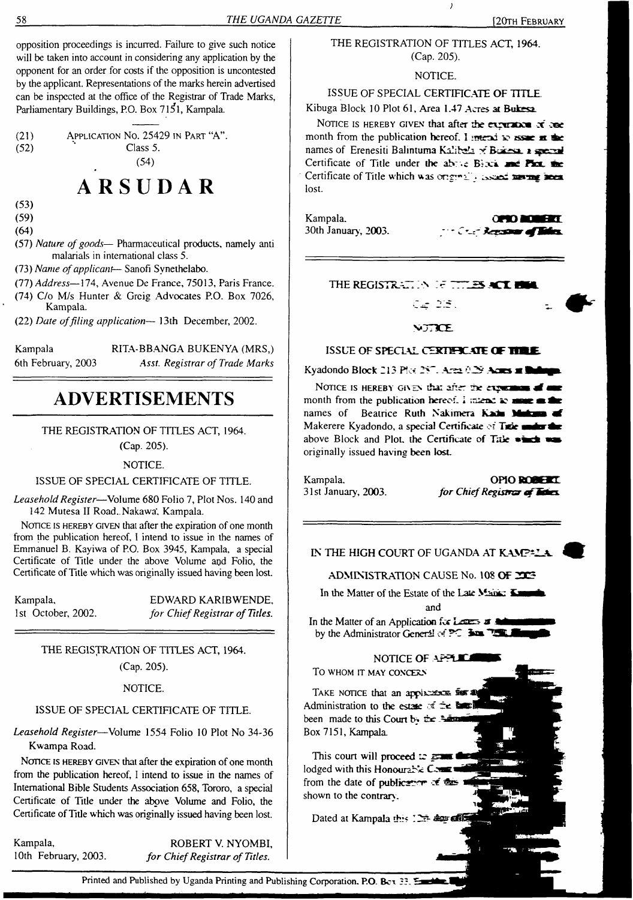opposition proceedings is incurred. Failure to give such notice will be taken into account in considering any application by the opponent for an order for costs if the opposition is uncontested by the applicant. Representations of the marks herein advertised can be inspected at the office of the Registrar of Trade Marks, Parliamentary Buildings, P.O. Box 7151, Kampala.

(21) Application No. 25429 in Part "A".
(52) Class 5.
(54)

# ARSUDAR

(53)
(59)
(64)
(57) *Nature of goods*— Pharmaceutical products, namely anti malarials in international class 5.
(73) *Name of applicant*— Sanofi Synethelabo.
(77) *Address*—174, Avenue De France, 75013, Paris France.
(74) C/o M/s Hunter & Greig Advocates P.O. Box 7026, Kampala.
(22) *Date of filing application*— 13th December, 2002.

Kampala
6th February, 2003

RITA-BBANGA BUKENYA (MRS,)
*Asst. Registrar of Trade Marks*

# ADVERTISEMENTS

THE REGISTRATION OF TITLES ACT, 1964.
(Cap. 205).

NOTICE.

ISSUE OF SPECIAL CERTIFICATE OF TITLE.

*Leasehold Register*—Volume 680 Folio 7, Plot Nos. 140 and 142 Mutesa II Road. Nakawa, Kampala.

Notice is hereby given that after the expiration of one month from the publication hereof, I intend to issue in the names of Emmanuel B. Kayiwa of P.O. Box 3945, Kampala, a special Certificate of Title under the above Volume and Folio, the Certificate of Title which was originally issued having been lost.

Kampala,
1st October, 2002.

EDWARD KARIBWENDE,
*for Chief Registrar of Titles.*

THE REGISTRATION OF TITLES ACT, 1964.
(Cap. 205).

NOTICE.

ISSUE OF SPECIAL CERTIFICATE OF TITLE.

*Leasehold Register*—Volume 1554 Folio 10 Plot No 34-36 Kwampa Road.

Notice is hereby given that after the expiration of one month from the publication hereof, I intend to issue in the names of International Bible Students Association 658, Tororo, a special Certificate of Title under the above Volume and Folio, the Certificate of Title which was originally issued having been lost.

Kampala,
10th February, 2003.

ROBERT V. NYOMBI,
*for Chief Registrar of Titles.*

THE REGISTRATION OF TITLES ACT, 1964.
(Cap. 205).

NOTICE.

ISSUE OF SPECIAL CERTIFICATE OF TITLE.

Kibuga Block 10 Plot 61, Area 1.47 Acres at Bukesa.

Notice is hereby given that after the expiration of one month from the publication hereof, I intend to issue in the names of Erenesiti Balintuma Kalibala of Bukesa, a special Certificate of Title under the above Block and Plot, the Certificate of Title which was originally issued having been lost.

Kampala.
30th January, 2003.

OPIO ROBERT
for Chief Registrar of Titles.

THE REGISTRATION OF TITLES ACT 1964.
(Cap. 205).

NOTICE.

ISSUE OF SPECIAL CERTIFICATE OF TITLE.

Kyadondo Block 213 Plot 2?7, Area 0.2? Acres at ...

Notice is hereby given that after the expiration of one month from the publication hereof, I intend to issue in the names of Beatrice Ruth Nakimera ... of Makerere Kyadondo, a special Certificate of Title under the above Block and Plot, the Certificate of Title which was originally issued having been lost.

Kampala.
31st January, 2003.

OPIO ROBERT
*for Chief Registrar of Titles.*

IN THE HIGH COURT OF UGANDA AT KAMPALA

ADMINISTRATION CAUSE No. 108 OF 2003

In the Matter of the Estate of the Late ...

and

In the Matter of an Application for Letters of Administration by the Administrator General of P.O. Box 7151, Kampala

NOTICE OF APPLICATION

To whom it may concern

Take notice that an application for a grant of Letters of Administration to the estate of the ... has been made to this Court by the Administrator General of P.O. Box 7151, Kampala.

This court will proceed to grant ... lodged with this Honourable Court ... from the date of publication of this ... shown to the contrary.

Dated at Kampala this 12th day of ...